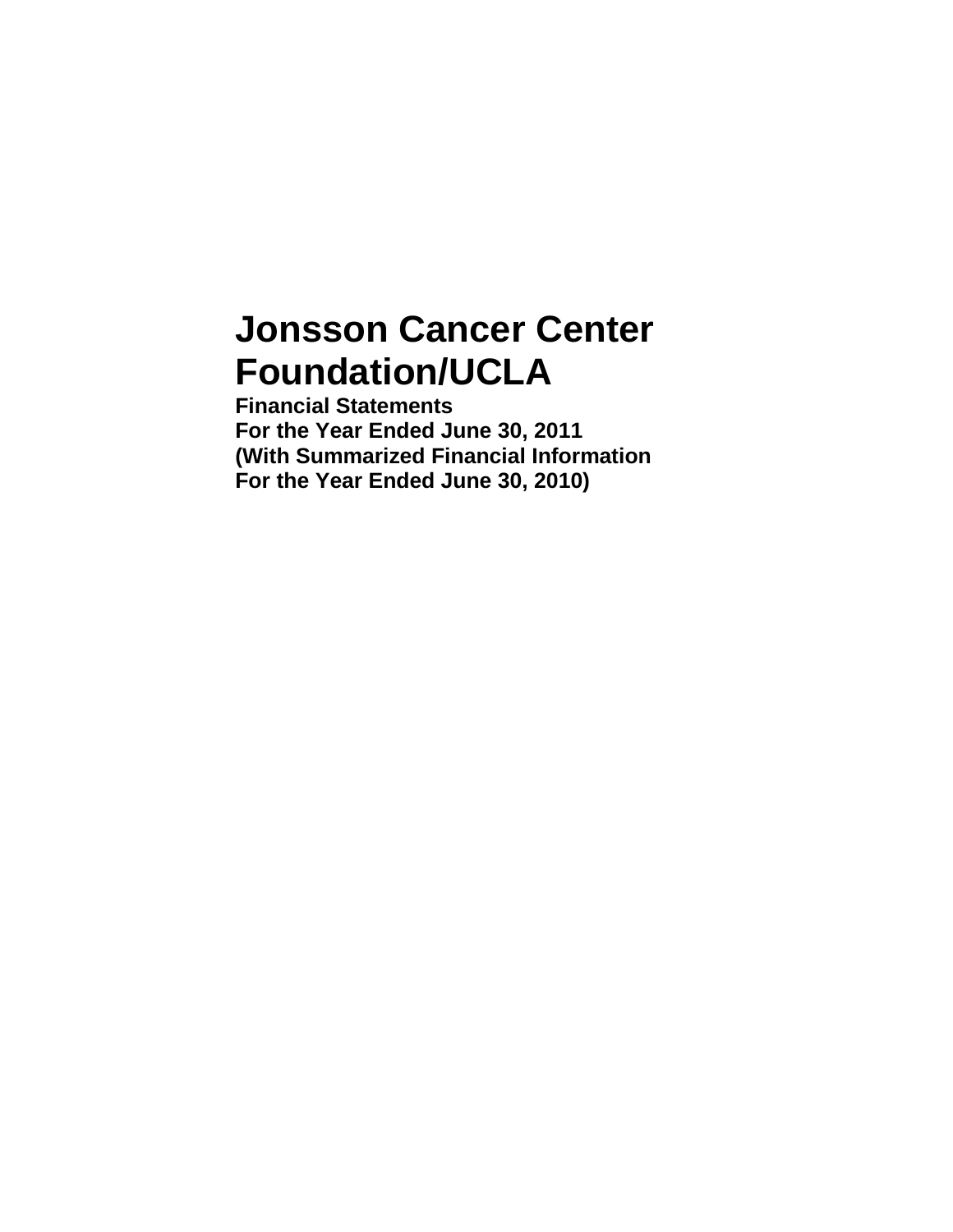# Jonsson Cancer Center Foundation/UCLA

**Financial Statements**
**For the Year Ended June 30, 2011**
**(With Summarized Financial Information**
**For the Year Ended June 30, 2010)**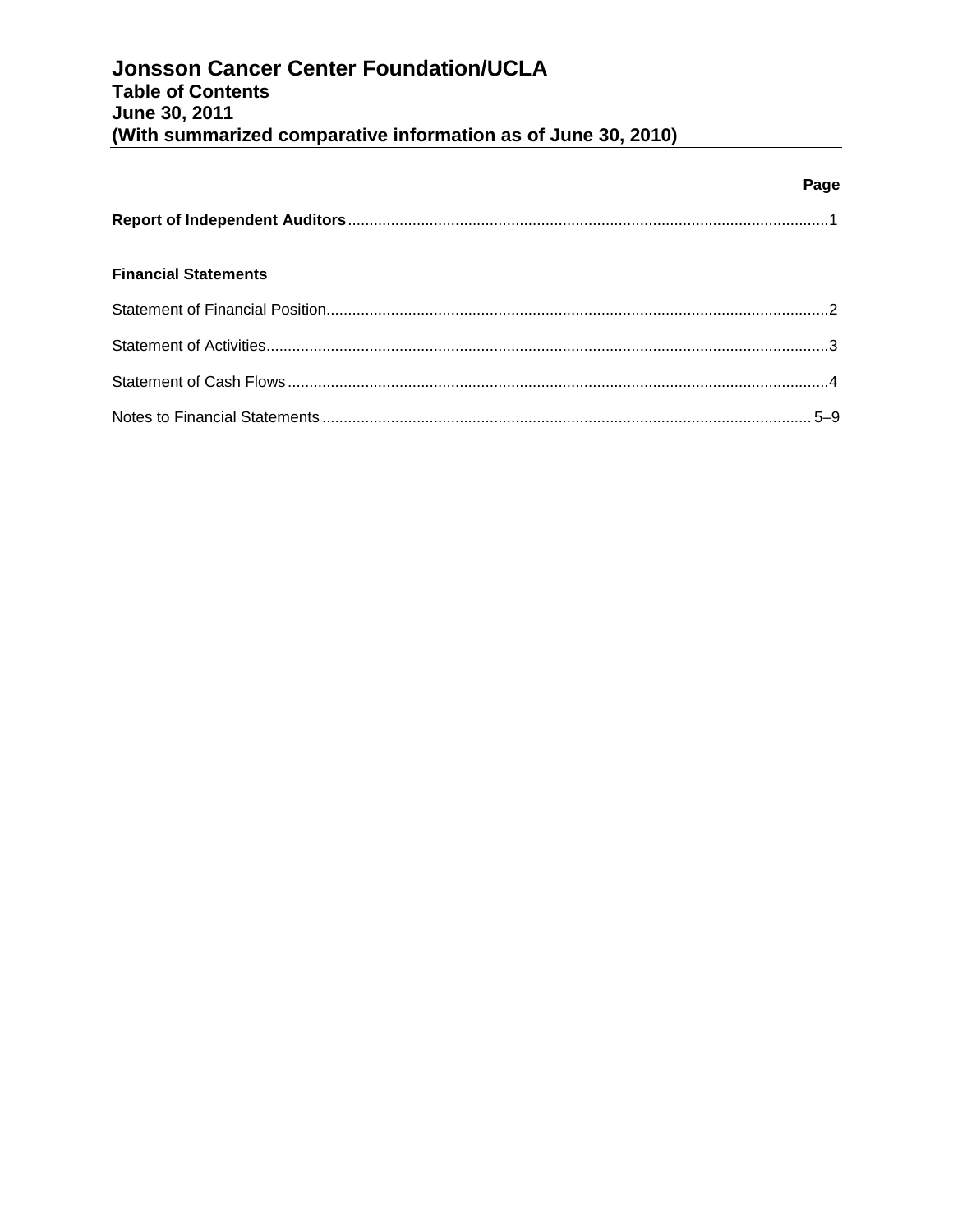# Jonsson Cancer Center Foundation/UCLA
## Table of Contents
## June 30, 2011
## (With summarized comparative information as of June 30, 2010)

| | Page |
|---|---|
| **Report of Independent Auditors** | 1 |
| **Financial Statements** | |
| Statement of Financial Position | 2 |
| Statement of Activities | 3 |
| Statement of Cash Flows | 4 |
| Notes to Financial Statements | 5–9 |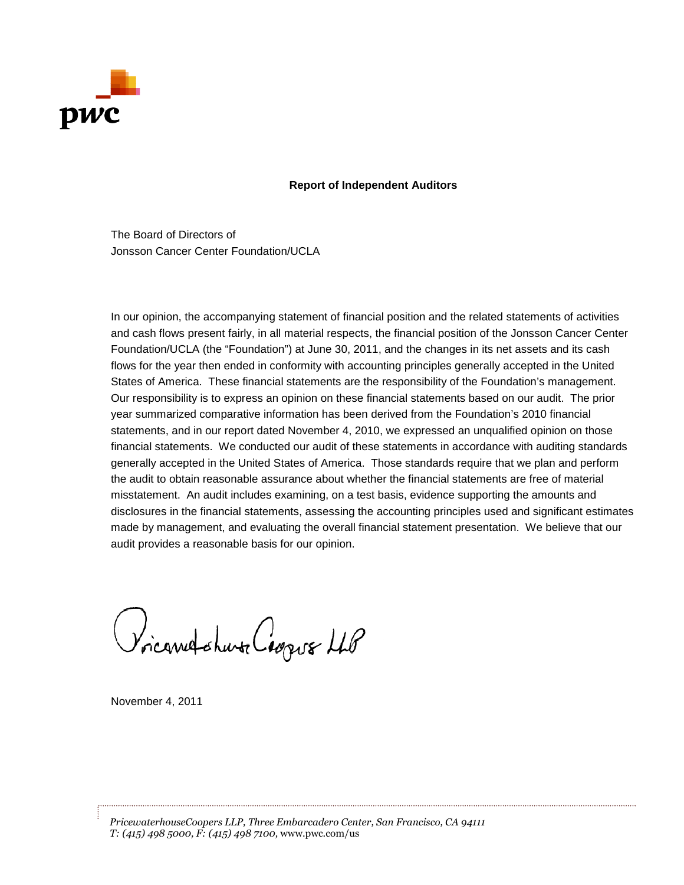**Report of Independent Auditors**

The Board of Directors of
Jonsson Cancer Center Foundation/UCLA

In our opinion, the accompanying statement of financial position and the related statements of activities and cash flows present fairly, in all material respects, the financial position of the Jonsson Cancer Center Foundation/UCLA (the "Foundation") at June 30, 2011, and the changes in its net assets and its cash flows for the year then ended in conformity with accounting principles generally accepted in the United States of America. These financial statements are the responsibility of the Foundation's management. Our responsibility is to express an opinion on these financial statements based on our audit. The prior year summarized comparative information has been derived from the Foundation's 2010 financial statements, and in our report dated November 4, 2010, we expressed an unqualified opinion on those financial statements. We conducted our audit of these statements in accordance with auditing standards generally accepted in the United States of America. Those standards require that we plan and perform the audit to obtain reasonable assurance about whether the financial statements are free of material misstatement. An audit includes examining, on a test basis, evidence supporting the amounts and disclosures in the financial statements, assessing the accounting principles used and significant estimates made by management, and evaluating the overall financial statement presentation. We believe that our audit provides a reasonable basis for our opinion.

PricewaterhouseCoopers LLP

November 4, 2011

*PricewaterhouseCoopers LLP, Three Embarcadero Center, San Francisco, CA 94111*
*T: (415) 498 5000, F: (415) 498 7100,* www.pwc.com/us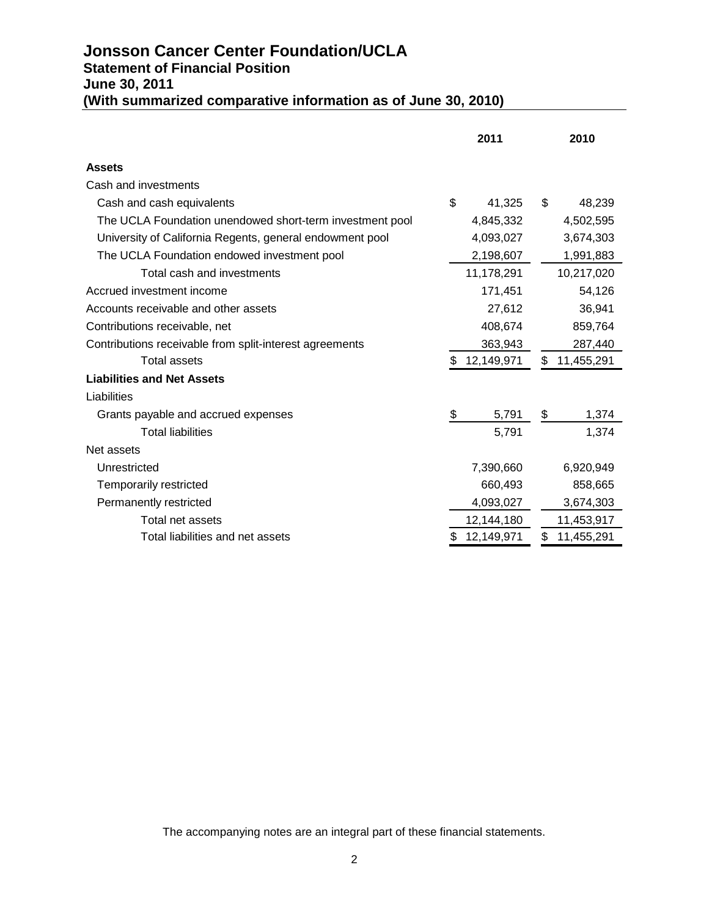# Jonsson Cancer Center Foundation/UCLA
## Statement of Financial Position
## June 30, 2011
## (With summarized comparative information as of June 30, 2010)

| | 2011 | 2010 |
|---|---|---|
| **Assets** | | |
| Cash and investments | | |
| Cash and cash equivalents | $ 41,325 | $ 48,239 |
| The UCLA Foundation unendowed short-term investment pool | 4,845,332 | 4,502,595 |
| University of California Regents, general endowment pool | 4,093,027 | 3,674,303 |
| The UCLA Foundation endowed investment pool | 2,198,607 | 1,991,883 |
| Total cash and investments | 11,178,291 | 10,217,020 |
| Accrued investment income | 171,451 | 54,126 |
| Accounts receivable and other assets | 27,612 | 36,941 |
| Contributions receivable, net | 408,674 | 859,764 |
| Contributions receivable from split-interest agreements | 363,943 | 287,440 |
| Total assets | $ 12,149,971 | $ 11,455,291 |
| **Liabilities and Net Assets** | | |
| Liabilities | | |
| Grants payable and accrued expenses | $ 5,791 | $ 1,374 |
| Total liabilities | 5,791 | 1,374 |
| Net assets | | |
| Unrestricted | 7,390,660 | 6,920,949 |
| Temporarily restricted | 660,493 | 858,665 |
| Permanently restricted | 4,093,027 | 3,674,303 |
| Total net assets | 12,144,180 | 11,453,917 |
| Total liabilities and net assets | $ 12,149,971 | $ 11,455,291 |

The accompanying notes are an integral part of these financial statements.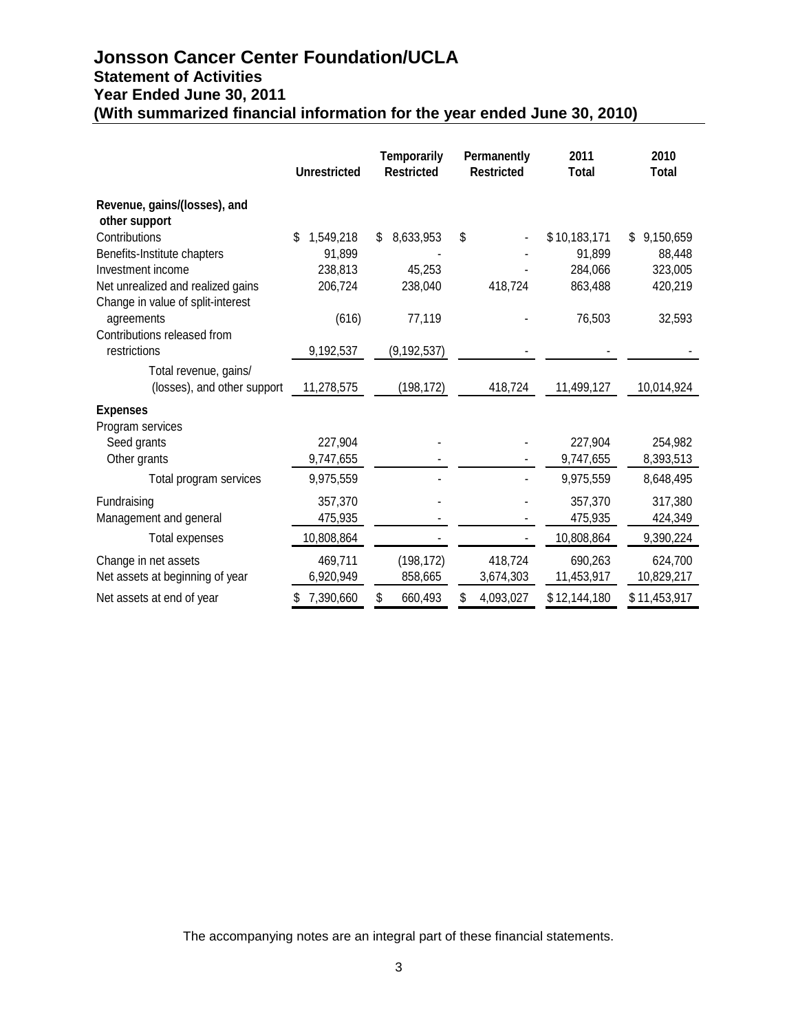# Jonsson Cancer Center Foundation/UCLA
## Statement of Activities
## Year Ended June 30, 2011
## (With summarized financial information for the year ended June 30, 2010)

| | Unrestricted | Temporarily Restricted | Permanently Restricted | 2011 Total | 2010 Total |
|---|---|---|---|---|---|
| **Revenue, gains/(losses), and other support** | | | | | |
| Contributions | $ 1,549,218 | $ 8,633,953 | $ - | $ 10,183,171 | $ 9,150,659 |
| Benefits-Institute chapters | 91,899 | - | - | 91,899 | 88,448 |
| Investment income | 238,813 | 45,253 | - | 284,066 | 323,005 |
| Net unrealized and realized gains | 206,724 | 238,040 | 418,724 | 863,488 | 420,219 |
| Change in value of split-interest agreements | (616) | 77,119 | - | 76,503 | 32,593 |
| Contributions released from restrictions | 9,192,537 | (9,192,537) | - | - | - |
| Total revenue, gains/ (losses), and other support | 11,278,575 | (198,172) | 418,724 | 11,499,127 | 10,014,924 |
| **Expenses** | | | | | |
| Program services | | | | | |
| Seed grants | 227,904 | - | - | 227,904 | 254,982 |
| Other grants | 9,747,655 | - | - | 9,747,655 | 8,393,513 |
| Total program services | 9,975,559 | - | - | 9,975,559 | 8,648,495 |
| Fundraising | 357,370 | - | - | 357,370 | 317,380 |
| Management and general | 475,935 | - | - | 475,935 | 424,349 |
| Total expenses | 10,808,864 | - | - | 10,808,864 | 9,390,224 |
| Change in net assets | 469,711 | (198,172) | 418,724 | 690,263 | 624,700 |
| Net assets at beginning of year | 6,920,949 | 858,665 | 3,674,303 | 11,453,917 | 10,829,217 |
| Net assets at end of year | $ 7,390,660 | $ 660,493 | $ 4,093,027 | $ 12,144,180 | $ 11,453,917 |

The accompanying notes are an integral part of these financial statements.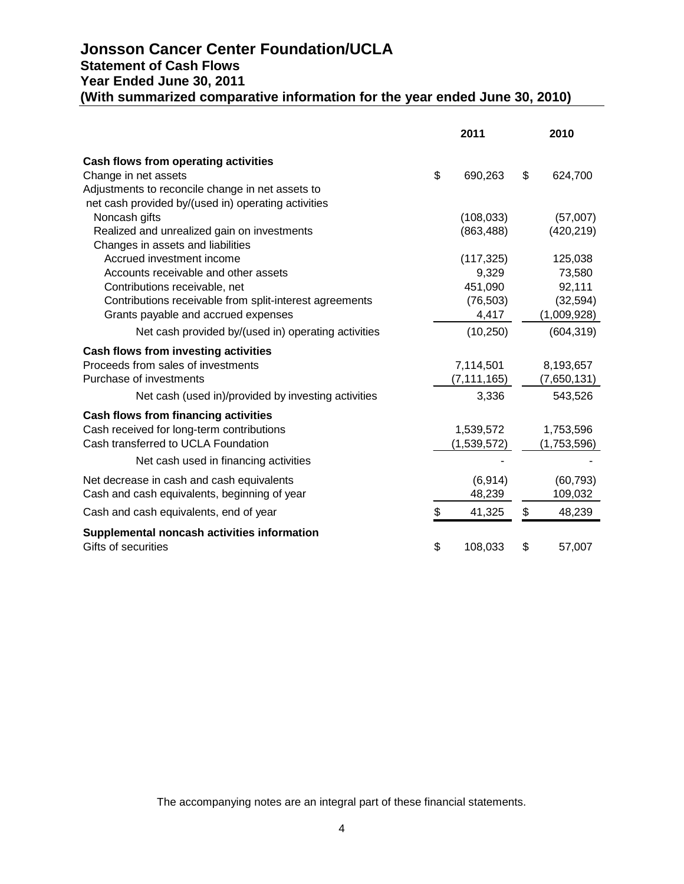# Jonsson Cancer Center Foundation/UCLA

## Statement of Cash Flows

## Year Ended June 30, 2011

## (With summarized comparative information for the year ended June 30, 2010)

| | 2011 | 2010 |
|---|---|---|
| **Cash flows from operating activities** | | |
| Change in net assets | $ 690,263 | $ 624,700 |
| Adjustments to reconcile change in net assets to net cash provided by/(used in) operating activities | | |
| Noncash gifts | (108,033) | (57,007) |
| Realized and unrealized gain on investments | (863,488) | (420,219) |
| Changes in assets and liabilities | | |
| Accrued investment income | (117,325) | 125,038 |
| Accounts receivable and other assets | 9,329 | 73,580 |
| Contributions receivable, net | 451,090 | 92,111 |
| Contributions receivable from split-interest agreements | (76,503) | (32,594) |
| Grants payable and accrued expenses | 4,417 | (1,009,928) |
| Net cash provided by/(used in) operating activities | (10,250) | (604,319) |
| **Cash flows from investing activities** | | |
| Proceeds from sales of investments | 7,114,501 | 8,193,657 |
| Purchase of investments | (7,111,165) | (7,650,131) |
| Net cash (used in)/provided by investing activities | 3,336 | 543,526 |
| **Cash flows from financing activities** | | |
| Cash received for long-term contributions | 1,539,572 | 1,753,596 |
| Cash transferred to UCLA Foundation | (1,539,572) | (1,753,596) |
| Net cash used in financing activities | - | - |
| Net decrease in cash and cash equivalents | (6,914) | (60,793) |
| Cash and cash equivalents, beginning of year | 48,239 | 109,032 |
| Cash and cash equivalents, end of year | $ 41,325 | $ 48,239 |
| **Supplemental noncash activities information** | | |
| Gifts of securities | $ 108,033 | $ 57,007 |

The accompanying notes are an integral part of these financial statements.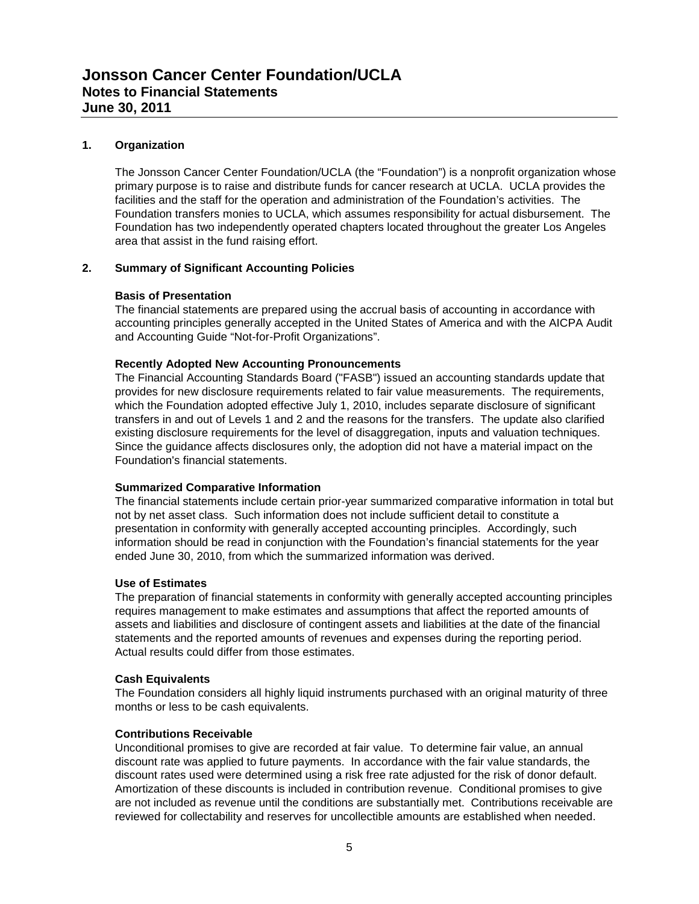# Jonsson Cancer Center Foundation/UCLA
## Notes to Financial Statements
## June 30, 2011

### 1. Organization

The Jonsson Cancer Center Foundation/UCLA (the "Foundation") is a nonprofit organization whose primary purpose is to raise and distribute funds for cancer research at UCLA. UCLA provides the facilities and the staff for the operation and administration of the Foundation's activities. The Foundation transfers monies to UCLA, which assumes responsibility for actual disbursement. The Foundation has two independently operated chapters located throughout the greater Los Angeles area that assist in the fund raising effort.

### 2. Summary of Significant Accounting Policies

**Basis of Presentation**
The financial statements are prepared using the accrual basis of accounting in accordance with accounting principles generally accepted in the United States of America and with the AICPA Audit and Accounting Guide "Not-for-Profit Organizations".

**Recently Adopted New Accounting Pronouncements**
The Financial Accounting Standards Board ("FASB") issued an accounting standards update that provides for new disclosure requirements related to fair value measurements. The requirements, which the Foundation adopted effective July 1, 2010, includes separate disclosure of significant transfers in and out of Levels 1 and 2 and the reasons for the transfers. The update also clarified existing disclosure requirements for the level of disaggregation, inputs and valuation techniques. Since the guidance affects disclosures only, the adoption did not have a material impact on the Foundation's financial statements.

**Summarized Comparative Information**
The financial statements include certain prior-year summarized comparative information in total but not by net asset class. Such information does not include sufficient detail to constitute a presentation in conformity with generally accepted accounting principles. Accordingly, such information should be read in conjunction with the Foundation's financial statements for the year ended June 30, 2010, from which the summarized information was derived.

**Use of Estimates**
The preparation of financial statements in conformity with generally accepted accounting principles requires management to make estimates and assumptions that affect the reported amounts of assets and liabilities and disclosure of contingent assets and liabilities at the date of the financial statements and the reported amounts of revenues and expenses during the reporting period. Actual results could differ from those estimates.

**Cash Equivalents**
The Foundation considers all highly liquid instruments purchased with an original maturity of three months or less to be cash equivalents.

**Contributions Receivable**
Unconditional promises to give are recorded at fair value. To determine fair value, an annual discount rate was applied to future payments. In accordance with the fair value standards, the discount rates used were determined using a risk free rate adjusted for the risk of donor default. Amortization of these discounts is included in contribution revenue. Conditional promises to give are not included as revenue until the conditions are substantially met. Contributions receivable are reviewed for collectability and reserves for uncollectible amounts are established when needed.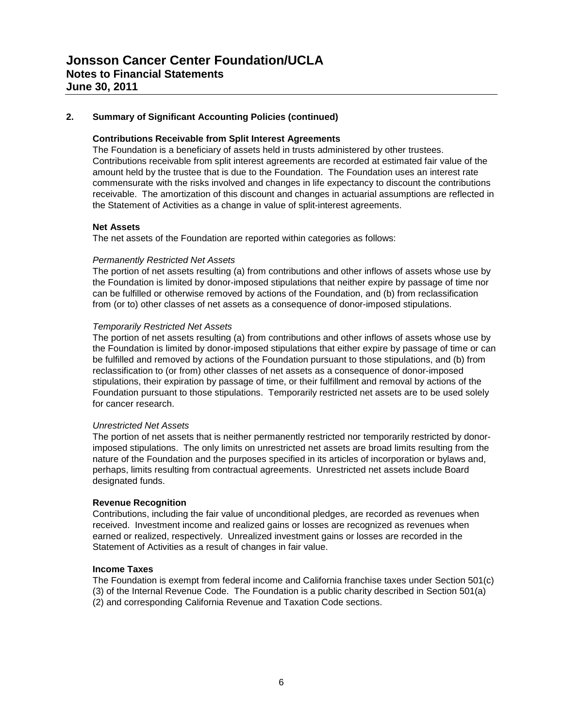## 2. Summary of Significant Accounting Policies (continued)

### Contributions Receivable from Split Interest Agreements

The Foundation is a beneficiary of assets held in trusts administered by other trustees. Contributions receivable from split interest agreements are recorded at estimated fair value of the amount held by the trustee that is due to the Foundation. The Foundation uses an interest rate commensurate with the risks involved and changes in life expectancy to discount the contributions receivable. The amortization of this discount and changes in actuarial assumptions are reflected in the Statement of Activities as a change in value of split-interest agreements.

### Net Assets

The net assets of the Foundation are reported within categories as follows:

*Permanently Restricted Net Assets*

The portion of net assets resulting (a) from contributions and other inflows of assets whose use by the Foundation is limited by donor-imposed stipulations that neither expire by passage of time nor can be fulfilled or otherwise removed by actions of the Foundation, and (b) from reclassification from (or to) other classes of net assets as a consequence of donor-imposed stipulations.

*Temporarily Restricted Net Assets*

The portion of net assets resulting (a) from contributions and other inflows of assets whose use by the Foundation is limited by donor-imposed stipulations that either expire by passage of time or can be fulfilled and removed by actions of the Foundation pursuant to those stipulations, and (b) from reclassification to (or from) other classes of net assets as a consequence of donor-imposed stipulations, their expiration by passage of time, or their fulfillment and removal by actions of the Foundation pursuant to those stipulations. Temporarily restricted net assets are to be used solely for cancer research.

*Unrestricted Net Assets*

The portion of net assets that is neither permanently restricted nor temporarily restricted by donor-imposed stipulations. The only limits on unrestricted net assets are broad limits resulting from the nature of the Foundation and the purposes specified in its articles of incorporation or bylaws and, perhaps, limits resulting from contractual agreements. Unrestricted net assets include Board designated funds.

### Revenue Recognition

Contributions, including the fair value of unconditional pledges, are recorded as revenues when received. Investment income and realized gains or losses are recognized as revenues when earned or realized, respectively. Unrealized investment gains or losses are recorded in the Statement of Activities as a result of changes in fair value.

### Income Taxes

The Foundation is exempt from federal income and California franchise taxes under Section 501(c)(3) of the Internal Revenue Code. The Foundation is a public charity described in Section 501(a)(2) and corresponding California Revenue and Taxation Code sections.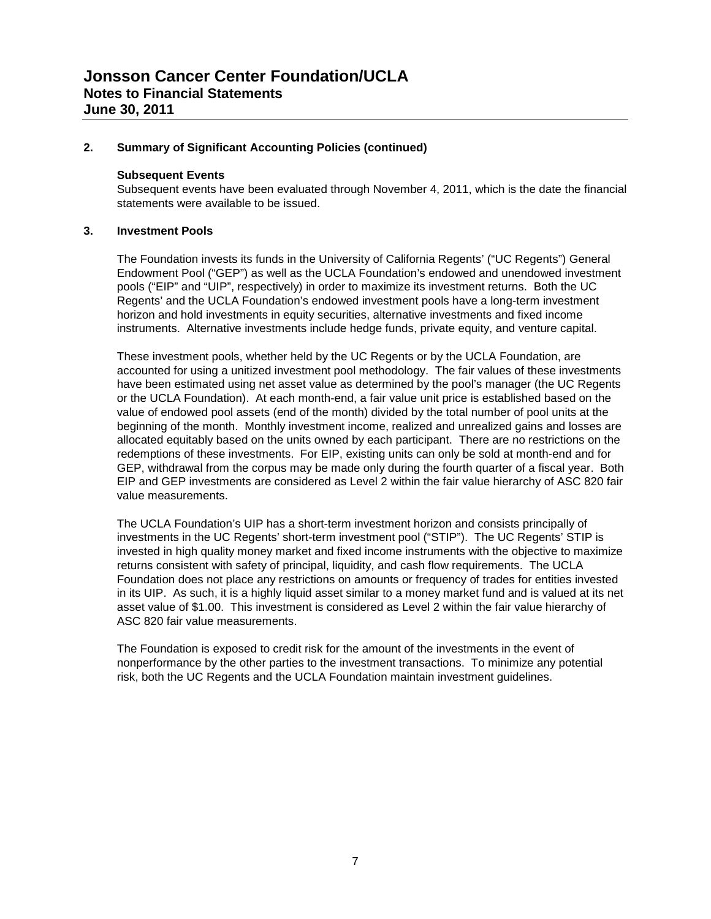## 2. Summary of Significant Accounting Policies (continued)

**Subsequent Events**

Subsequent events have been evaluated through November 4, 2011, which is the date the financial statements were available to be issued.

## 3. Investment Pools

The Foundation invests its funds in the University of California Regents' ("UC Regents") General Endowment Pool ("GEP") as well as the UCLA Foundation's endowed and unendowed investment pools ("EIP" and "UIP", respectively) in order to maximize its investment returns. Both the UC Regents' and the UCLA Foundation's endowed investment pools have a long-term investment horizon and hold investments in equity securities, alternative investments and fixed income instruments. Alternative investments include hedge funds, private equity, and venture capital.

These investment pools, whether held by the UC Regents or by the UCLA Foundation, are accounted for using a unitized investment pool methodology. The fair values of these investments have been estimated using net asset value as determined by the pool's manager (the UC Regents or the UCLA Foundation). At each month-end, a fair value unit price is established based on the value of endowed pool assets (end of the month) divided by the total number of pool units at the beginning of the month. Monthly investment income, realized and unrealized gains and losses are allocated equitably based on the units owned by each participant. There are no restrictions on the redemptions of these investments. For EIP, existing units can only be sold at month-end and for GEP, withdrawal from the corpus may be made only during the fourth quarter of a fiscal year. Both EIP and GEP investments are considered as Level 2 within the fair value hierarchy of ASC 820 fair value measurements.

The UCLA Foundation's UIP has a short-term investment horizon and consists principally of investments in the UC Regents' short-term investment pool ("STIP"). The UC Regents' STIP is invested in high quality money market and fixed income instruments with the objective to maximize returns consistent with safety of principal, liquidity, and cash flow requirements. The UCLA Foundation does not place any restrictions on amounts or frequency of trades for entities invested in its UIP. As such, it is a highly liquid asset similar to a money market fund and is valued at its net asset value of $1.00. This investment is considered as Level 2 within the fair value hierarchy of ASC 820 fair value measurements.

The Foundation is exposed to credit risk for the amount of the investments in the event of nonperformance by the other parties to the investment transactions. To minimize any potential risk, both the UC Regents and the UCLA Foundation maintain investment guidelines.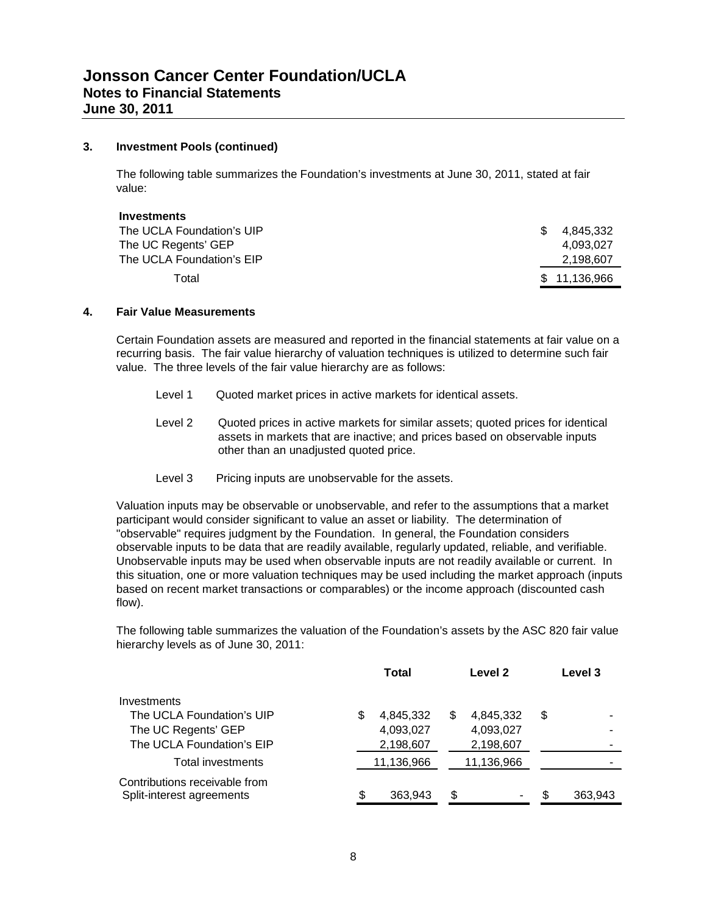# Jonsson Cancer Center Foundation/UCLA
## Notes to Financial Statements
## June 30, 2011

### 3. Investment Pools (continued)

The following table summarizes the Foundation's investments at June 30, 2011, stated at fair value:

| **Investments** | |
|---|---|
| The UCLA Foundation's UIP | $ 4,845,332 |
| The UC Regents' GEP | 4,093,027 |
| The UCLA Foundation's EIP | 2,198,607 |
| Total | $ 11,136,966 |

### 4. Fair Value Measurements

Certain Foundation assets are measured and reported in the financial statements at fair value on a recurring basis. The fair value hierarchy of valuation techniques is utilized to determine such fair value. The three levels of the fair value hierarchy are as follows:

- Level 1 Quoted market prices in active markets for identical assets.
- Level 2 Quoted prices in active markets for similar assets; quoted prices for identical assets in markets that are inactive; and prices based on observable inputs other than an unadjusted quoted price.
- Level 3 Pricing inputs are unobservable for the assets.

Valuation inputs may be observable or unobservable, and refer to the assumptions that a market participant would consider significant to value an asset or liability. The determination of "observable" requires judgment by the Foundation. In general, the Foundation considers observable inputs to be data that are readily available, regularly updated, reliable, and verifiable. Unobservable inputs may be used when observable inputs are not readily available or current. In this situation, one or more valuation techniques may be used including the market approach (inputs based on recent market transactions or comparables) or the income approach (discounted cash flow).

The following table summarizes the valuation of the Foundation's assets by the ASC 820 fair value hierarchy levels as of June 30, 2011:

| | **Total** | **Level 2** | **Level 3** |
|---|---|---|---|
| Investments | | | |
| The UCLA Foundation's UIP | $ 4,845,332 | $ 4,845,332 | $ - |
| The UC Regents' GEP | 4,093,027 | 4,093,027 | - |
| The UCLA Foundation's EIP | 2,198,607 | 2,198,607 | - |
| Total investments | 11,136,966 | 11,136,966 | - |
| Contributions receivable from Split-interest agreements | $ 363,943 | $ - | $ 363,943 |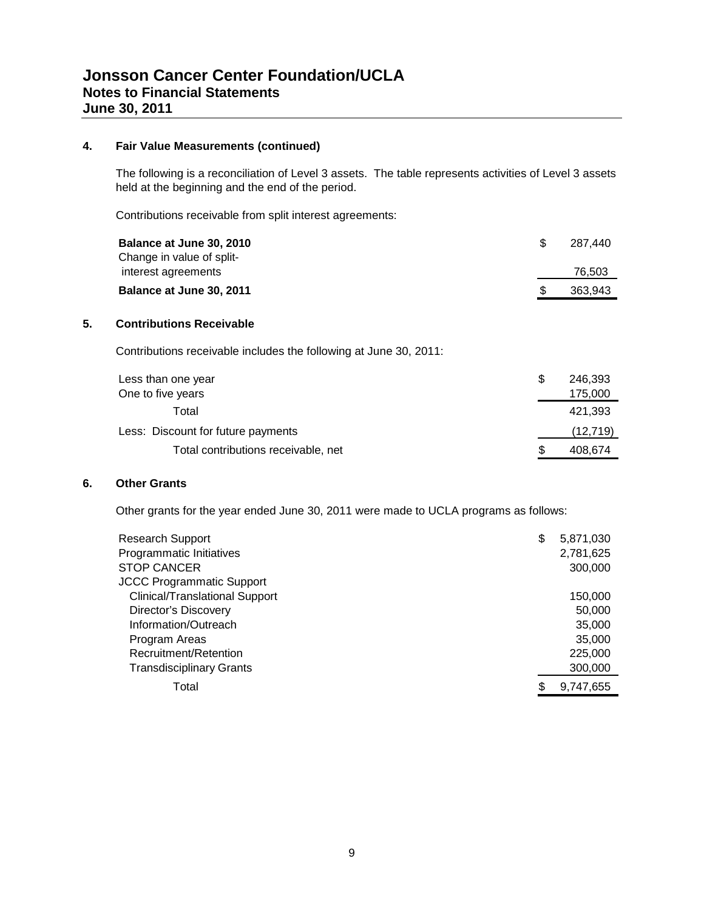# Jonsson Cancer Center Foundation/UCLA
## Notes to Financial Statements
## June 30, 2011

### 4. Fair Value Measurements (continued)

The following is a reconciliation of Level 3 assets. The table represents activities of Level 3 assets held at the beginning and the end of the period.

Contributions receivable from split interest agreements:

| | |
|---|---|
| **Balance at June 30, 2010** | $ 287,440 |
| Change in value of split-interest agreements | 76,503 |
| **Balance at June 30, 2011** | $ 363,943 |

### 5. Contributions Receivable

Contributions receivable includes the following at June 30, 2011:

| | |
|---|---|
| Less than one year | $ 246,393 |
| One to five years | 175,000 |
| Total | 421,393 |
| Less: Discount for future payments | (12,719) |
| Total contributions receivable, net | $ 408,674 |

### 6. Other Grants

Other grants for the year ended June 30, 2011 were made to UCLA programs as follows:

| | |
|---|---|
| Research Support | $ 5,871,030 |
| Programmatic Initiatives | 2,781,625 |
| STOP CANCER | 300,000 |
| JCCC Programmatic Support | |
| Clinical/Translational Support | 150,000 |
| Director's Discovery | 50,000 |
| Information/Outreach | 35,000 |
| Program Areas | 35,000 |
| Recruitment/Retention | 225,000 |
| Transdisciplinary Grants | 300,000 |
| Total | $ 9,747,655 |